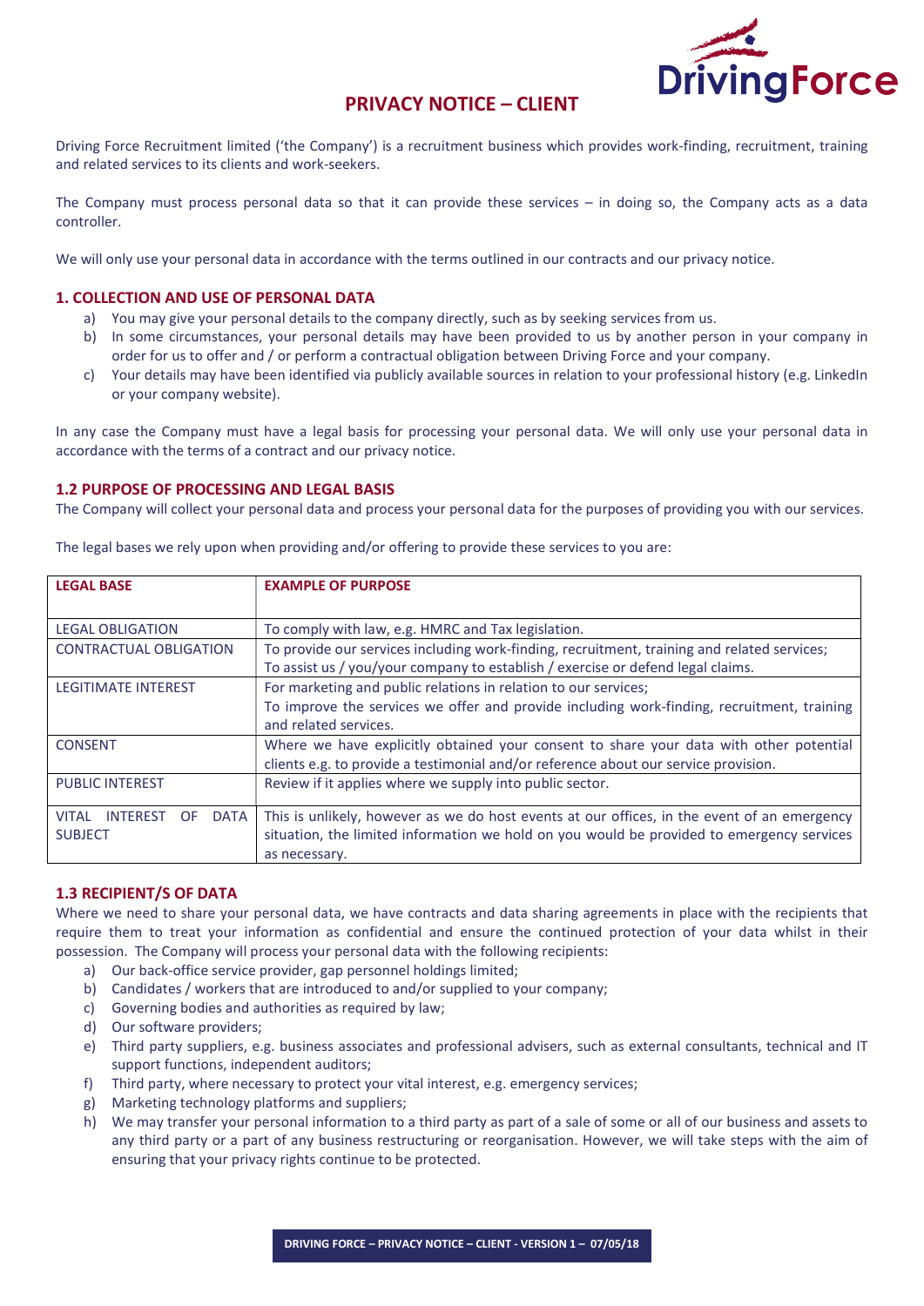# PRIVACY NOTICE – CLIENT

Driving Force Recruitment limited ('the Company') is a recruitment business which provides work-finding, recruitment, training and related services to its clients and work-seekers.

The Company must process personal data so that it can provide these services – in doing so, the Company acts as a data controller.

We will only use your personal data in accordance with the terms outlined in our contracts and our privacy notice.

## 1. COLLECTION AND USE OF PERSONAL DATA

a) You may give your personal details to the company directly, such as by seeking services from us.
b) In some circumstances, your personal details may have been provided to us by another person in your company in order for us to offer and / or perform a contractual obligation between Driving Force and your company.
c) Your details may have been identified via publicly available sources in relation to your professional history (e.g. LinkedIn or your company website).

In any case the Company must have a legal basis for processing your personal data. We will only use your personal data in accordance with the terms of a contract and our privacy notice.

## 1.2 PURPOSE OF PROCESSING AND LEGAL BASIS

The Company will collect your personal data and process your personal data for the purposes of providing you with our services.

The legal bases we rely upon when providing and/or offering to provide these services to you are:

| LEGAL BASE | EXAMPLE OF PURPOSE |
|---|---|
| LEGAL OBLIGATION | To comply with law, e.g. HMRC and Tax legislation. |
| CONTRACTUAL OBLIGATION | To provide our services including work-finding, recruitment, training and related services; To assist us / you/your company to establish / exercise or defend legal claims. |
| LEGITIMATE INTEREST | For marketing and public relations in relation to our services; To improve the services we offer and provide including work-finding, recruitment, training and related services. |
| CONSENT | Where we have explicitly obtained your consent to share your data with other potential clients e.g. to provide a testimonial and/or reference about our service provision. |
| PUBLIC INTEREST | Review if it applies where we supply into public sector. |
| VITAL INTEREST OF DATA SUBJECT | This is unlikely, however as we do host events at our offices, in the event of an emergency situation, the limited information we hold on you would be provided to emergency services as necessary. |

## 1.3 RECIPIENT/S OF DATA

Where we need to share your personal data, we have contracts and data sharing agreements in place with the recipients that require them to treat your information as confidential and ensure the continued protection of your data whilst in their possession. The Company will process your personal data with the following recipients:

a) Our back-office service provider, gap personnel holdings limited;
b) Candidates / workers that are introduced to and/or supplied to your company;
c) Governing bodies and authorities as required by law;
d) Our software providers;
e) Third party suppliers, e.g. business associates and professional advisers, such as external consultants, technical and IT support functions, independent auditors;
f) Third party, where necessary to protect your vital interest, e.g. emergency services;
g) Marketing technology platforms and suppliers;
h) We may transfer your personal information to a third party as part of a sale of some or all of our business and assets to any third party or a part of any business restructuring or reorganisation. However, we will take steps with the aim of ensuring that your privacy rights continue to be protected.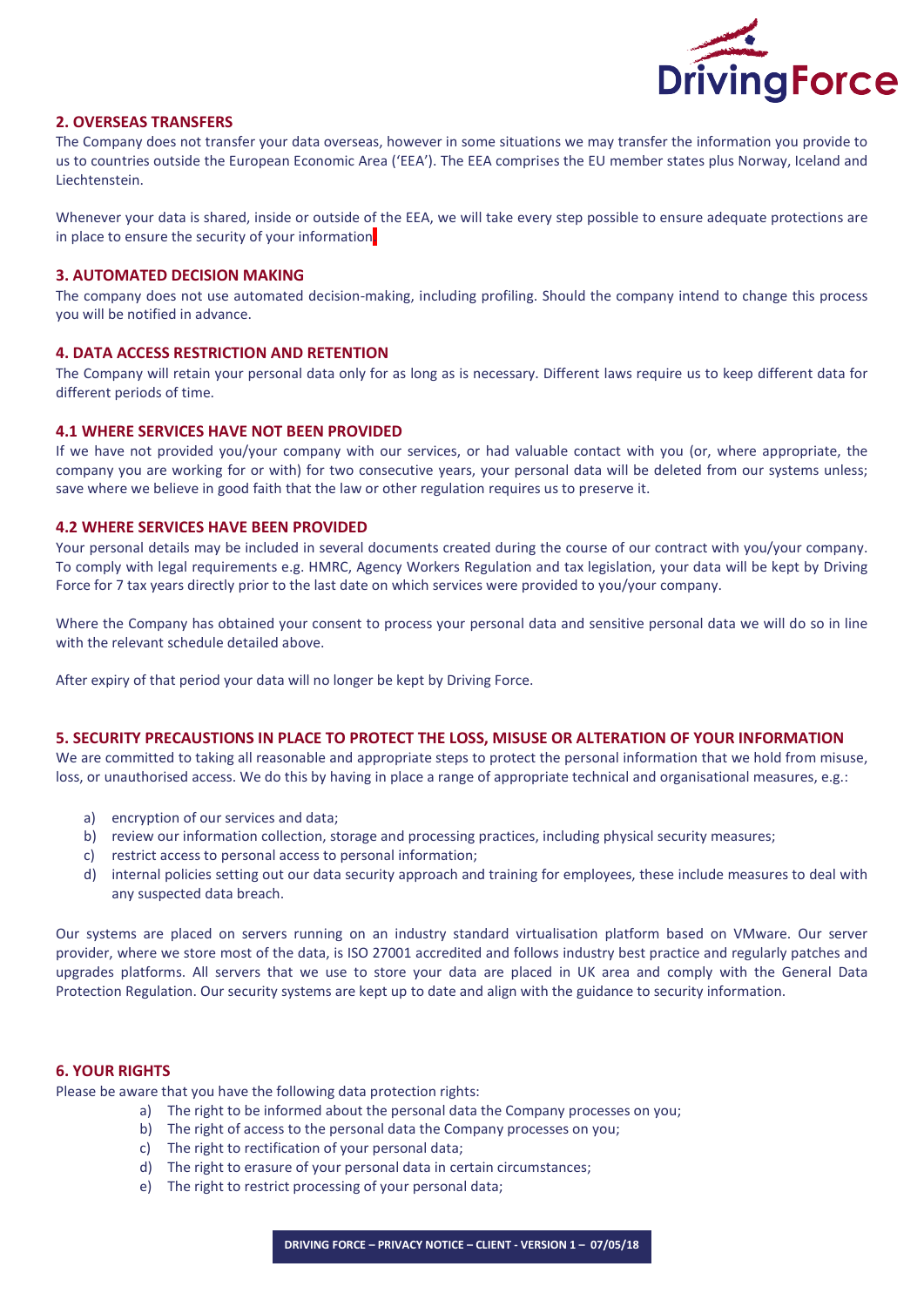## 2. OVERSEAS TRANSFERS

The Company does not transfer your data overseas, however in some situations we may transfer the information you provide to us to countries outside the European Economic Area ('EEA'). The EEA comprises the EU member states plus Norway, Iceland and Liechtenstein.

Whenever your data is shared, inside or outside of the EEA, we will take every step possible to ensure adequate protections are in place to ensure the security of your information.

## 3. AUTOMATED DECISION MAKING

The company does not use automated decision-making, including profiling. Should the company intend to change this process you will be notified in advance.

## 4. DATA ACCESS RESTRICTION AND RETENTION

The Company will retain your personal data only for as long as is necessary. Different laws require us to keep different data for different periods of time.

### 4.1 WHERE SERVICES HAVE NOT BEEN PROVIDED

If we have not provided you/your company with our services, or had valuable contact with you (or, where appropriate, the company you are working for or with) for two consecutive years, your personal data will be deleted from our systems unless; save where we believe in good faith that the law or other regulation requires us to preserve it.

### 4.2 WHERE SERVICES HAVE BEEN PROVIDED

Your personal details may be included in several documents created during the course of our contract with you/your company. To comply with legal requirements e.g. HMRC, Agency Workers Regulation and tax legislation, your data will be kept by Driving Force for 7 tax years directly prior to the last date on which services were provided to you/your company.

Where the Company has obtained your consent to process your personal data and sensitive personal data we will do so in line with the relevant schedule detailed above.

After expiry of that period your data will no longer be kept by Driving Force.

## 5. SECURITY PRECAUSTIONS IN PLACE TO PROTECT THE LOSS, MISUSE OR ALTERATION OF YOUR INFORMATION

We are committed to taking all reasonable and appropriate steps to protect the personal information that we hold from misuse, loss, or unauthorised access. We do this by having in place a range of appropriate technical and organisational measures, e.g.:

a) encryption of our services and data;
b) review our information collection, storage and processing practices, including physical security measures;
c) restrict access to personal access to personal information;
d) internal policies setting out our data security approach and training for employees, these include measures to deal with any suspected data breach.

Our systems are placed on servers running on an industry standard virtualisation platform based on VMware. Our server provider, where we store most of the data, is ISO 27001 accredited and follows industry best practice and regularly patches and upgrades platforms. All servers that we use to store your data are placed in UK area and comply with the General Data Protection Regulation. Our security systems are kept up to date and align with the guidance to security information.

## 6. YOUR RIGHTS

Please be aware that you have the following data protection rights:

a) The right to be informed about the personal data the Company processes on you;
b) The right of access to the personal data the Company processes on you;
c) The right to rectification of your personal data;
d) The right to erasure of your personal data in certain circumstances;
e) The right to restrict processing of your personal data;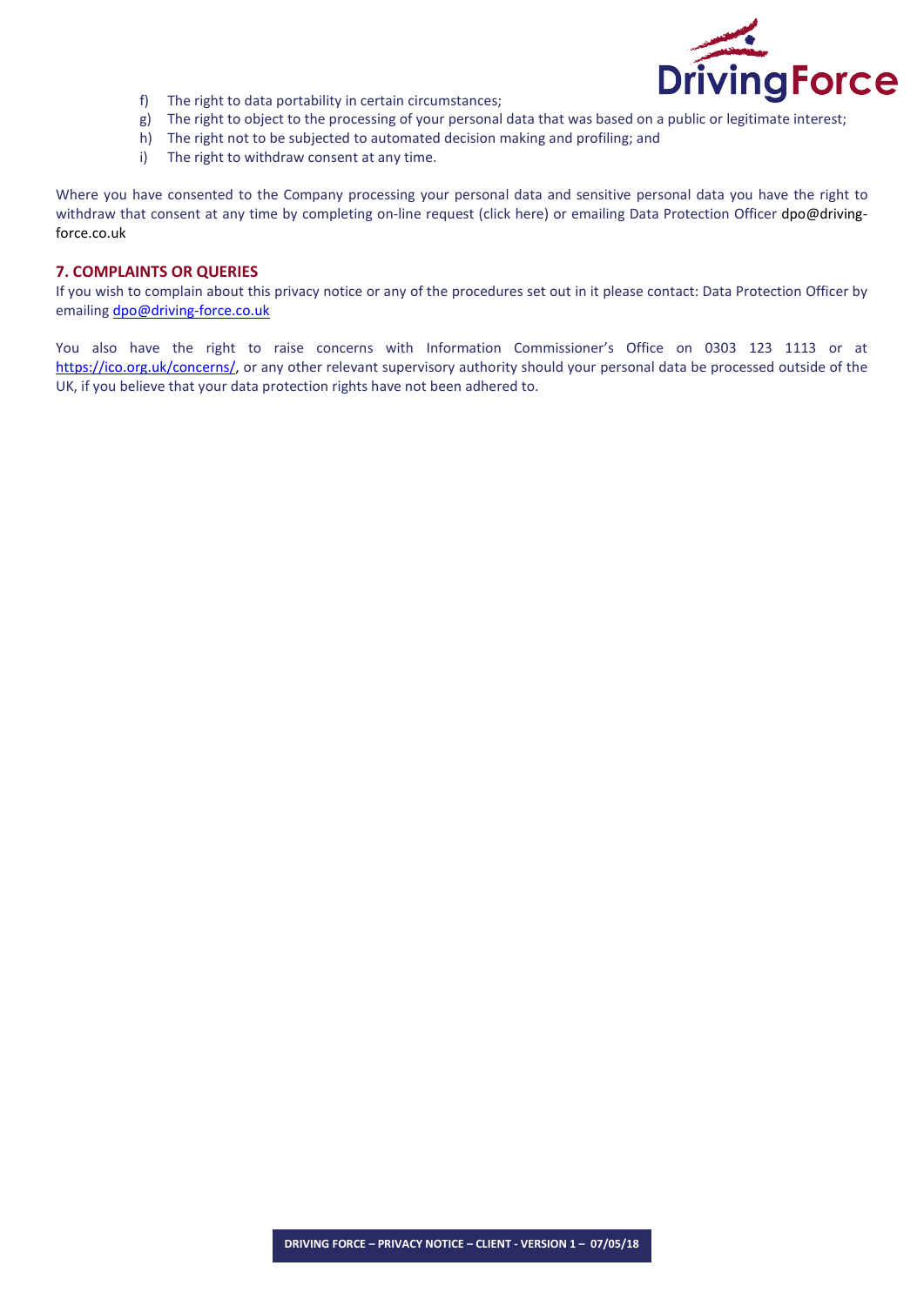f) The right to data portability in certain circumstances;
g) The right to object to the processing of your personal data that was based on a public or legitimate interest;
h) The right not to be subjected to automated decision making and profiling; and
i) The right to withdraw consent at any time.

Where you have consented to the Company processing your personal data and sensitive personal data you have the right to withdraw that consent at any time by completing on-line request (click here) or emailing Data Protection Officer dpo@driving-force.co.uk

## 7. COMPLAINTS OR QUERIES

If you wish to complain about this privacy notice or any of the procedures set out in it please contact: Data Protection Officer by emailing dpo@driving-force.co.uk

You also have the right to raise concerns with Information Commissioner's Office on 0303 123 1113 or at https://ico.org.uk/concerns/, or any other relevant supervisory authority should your personal data be processed outside of the UK, if you believe that your data protection rights have not been adhered to.